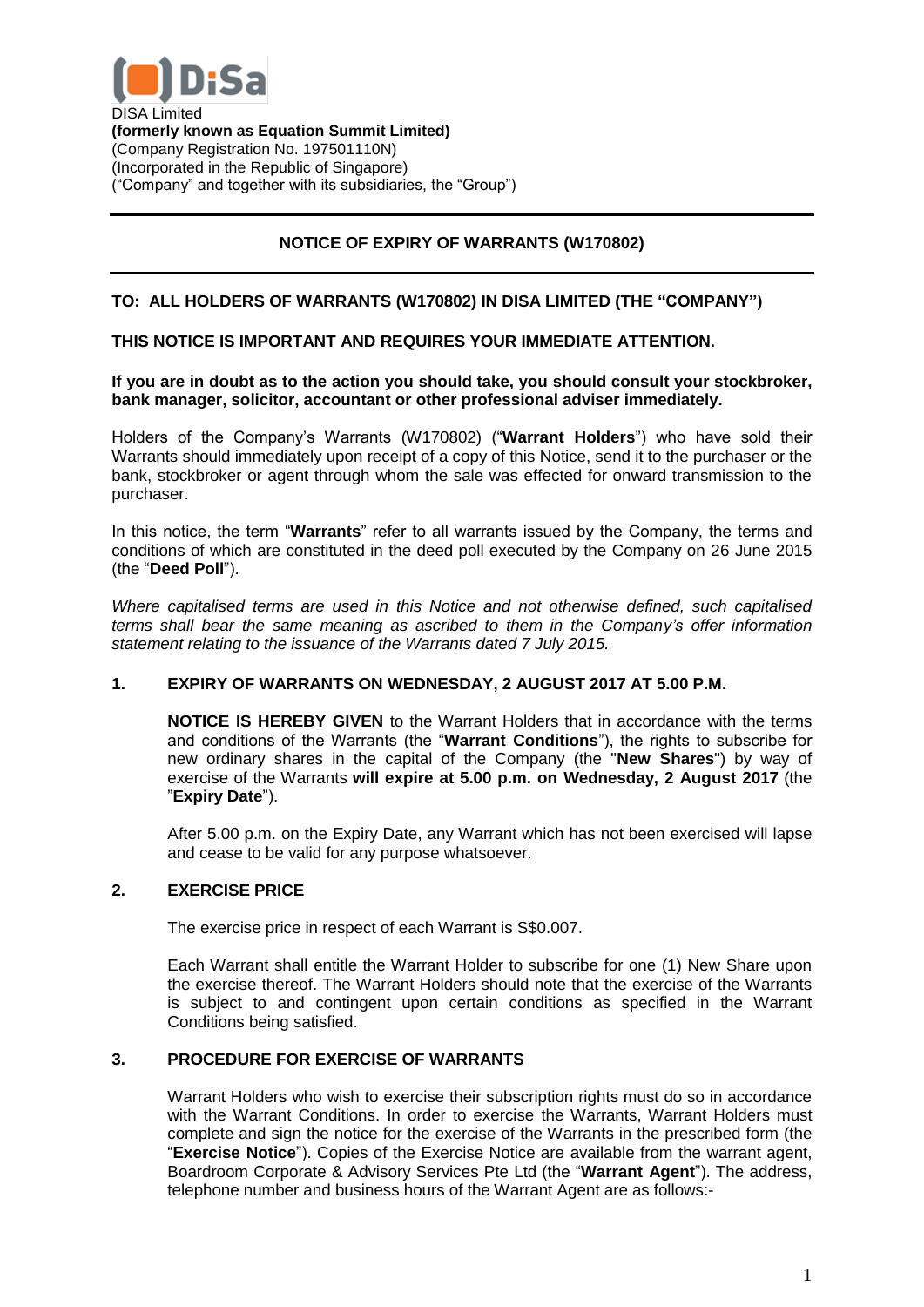DISA Limited
**(formerly known as Equation Summit Limited)**
(Company Registration No. 197501110N)
(Incorporated in the Republic of Singapore)
("Company" and together with its subsidiaries, the "Group")

---

## NOTICE OF EXPIRY OF WARRANTS (W170802)

---

**TO: ALL HOLDERS OF WARRANTS (W170802) IN DISA LIMITED (THE "COMPANY")**

**THIS NOTICE IS IMPORTANT AND REQUIRES YOUR IMMEDIATE ATTENTION.**

**If you are in doubt as to the action you should take, you should consult your stockbroker, bank manager, solicitor, accountant or other professional adviser immediately.**

Holders of the Company's Warrants (W170802) ("**Warrant Holders**") who have sold their Warrants should immediately upon receipt of a copy of this Notice, send it to the purchaser or the bank, stockbroker or agent through whom the sale was effected for onward transmission to the purchaser.

In this notice, the term "**Warrants**" refer to all warrants issued by the Company, the terms and conditions of which are constituted in the deed poll executed by the Company on 26 June 2015 (the "**Deed Poll**").

*Where capitalised terms are used in this Notice and not otherwise defined, such capitalised terms shall bear the same meaning as ascribed to them in the Company's offer information statement relating to the issuance of the Warrants dated 7 July 2015.*

### 1. EXPIRY OF WARRANTS ON WEDNESDAY, 2 AUGUST 2017 AT 5.00 P.M.

**NOTICE IS HEREBY GIVEN** to the Warrant Holders that in accordance with the terms and conditions of the Warrants (the "**Warrant Conditions**"), the rights to subscribe for new ordinary shares in the capital of the Company (the "**New Shares**") by way of exercise of the Warrants **will expire at 5.00 p.m. on Wednesday, 2 August 2017** (the "**Expiry Date**").

After 5.00 p.m. on the Expiry Date, any Warrant which has not been exercised will lapse and cease to be valid for any purpose whatsoever.

### 2. EXERCISE PRICE

The exercise price in respect of each Warrant is S$0.007.

Each Warrant shall entitle the Warrant Holder to subscribe for one (1) New Share upon the exercise thereof. The Warrant Holders should note that the exercise of the Warrants is subject to and contingent upon certain conditions as specified in the Warrant Conditions being satisfied.

### 3. PROCEDURE FOR EXERCISE OF WARRANTS

Warrant Holders who wish to exercise their subscription rights must do so in accordance with the Warrant Conditions. In order to exercise the Warrants, Warrant Holders must complete and sign the notice for the exercise of the Warrants in the prescribed form (the "**Exercise Notice**"). Copies of the Exercise Notice are available from the warrant agent, Boardroom Corporate & Advisory Services Pte Ltd (the "**Warrant Agent**"). The address, telephone number and business hours of the Warrant Agent are as follows:-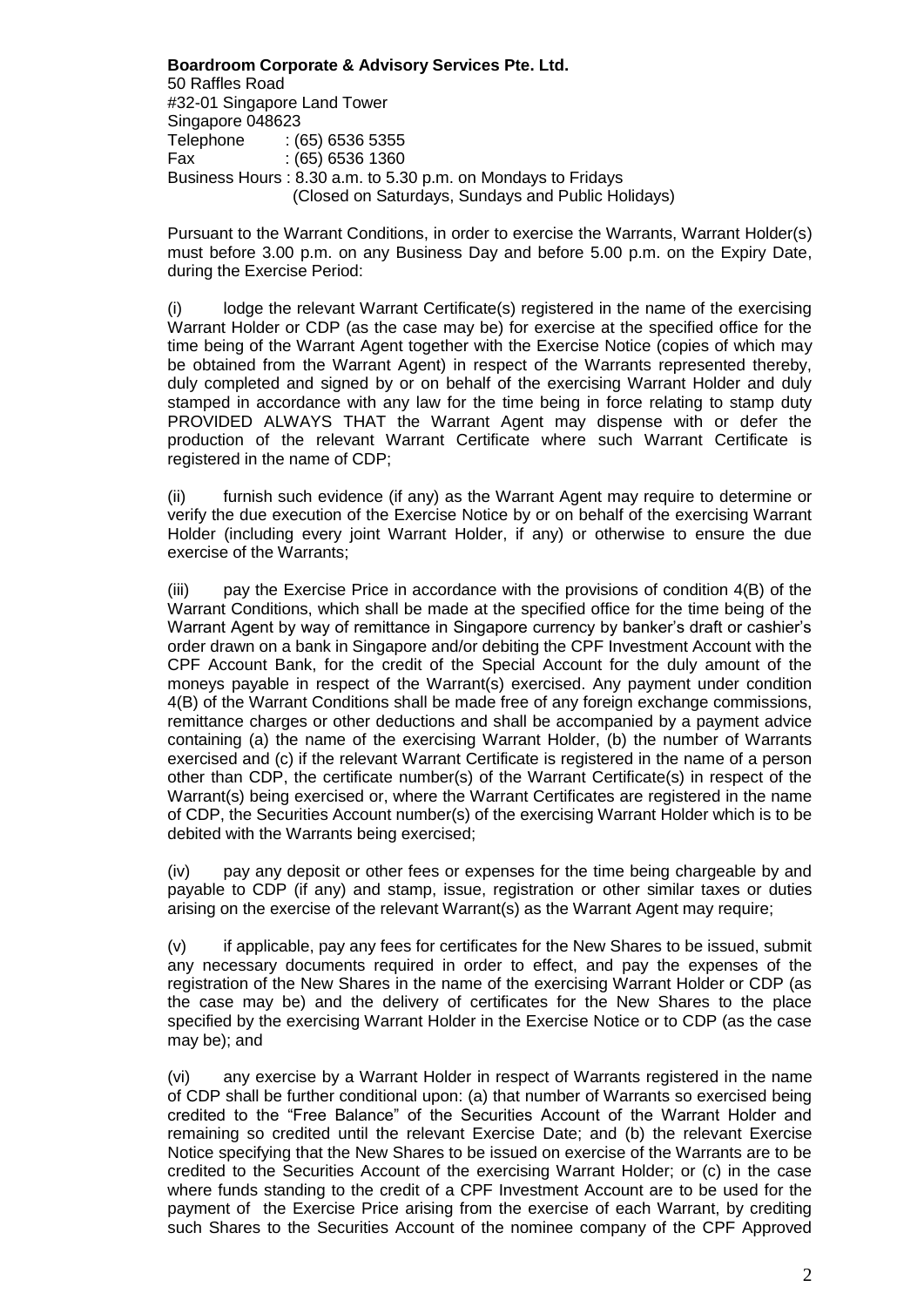**Boardroom Corporate & Advisory Services Pte. Ltd.**
50 Raffles Road
#32-01 Singapore Land Tower
Singapore 048623
Telephone : (65) 6536 5355
Fax : (65) 6536 1360
Business Hours : 8.30 a.m. to 5.30 p.m. on Mondays to Fridays
(Closed on Saturdays, Sundays and Public Holidays)

Pursuant to the Warrant Conditions, in order to exercise the Warrants, Warrant Holder(s) must before 3.00 p.m. on any Business Day and before 5.00 p.m. on the Expiry Date, during the Exercise Period:

(i) lodge the relevant Warrant Certificate(s) registered in the name of the exercising Warrant Holder or CDP (as the case may be) for exercise at the specified office for the time being of the Warrant Agent together with the Exercise Notice (copies of which may be obtained from the Warrant Agent) in respect of the Warrants represented thereby, duly completed and signed by or on behalf of the exercising Warrant Holder and duly stamped in accordance with any law for the time being in force relating to stamp duty PROVIDED ALWAYS THAT the Warrant Agent may dispense with or defer the production of the relevant Warrant Certificate where such Warrant Certificate is registered in the name of CDP;

(ii) furnish such evidence (if any) as the Warrant Agent may require to determine or verify the due execution of the Exercise Notice by or on behalf of the exercising Warrant Holder (including every joint Warrant Holder, if any) or otherwise to ensure the due exercise of the Warrants;

(iii) pay the Exercise Price in accordance with the provisions of condition 4(B) of the Warrant Conditions, which shall be made at the specified office for the time being of the Warrant Agent by way of remittance in Singapore currency by banker's draft or cashier's order drawn on a bank in Singapore and/or debiting the CPF Investment Account with the CPF Account Bank, for the credit of the Special Account for the duly amount of the moneys payable in respect of the Warrant(s) exercised. Any payment under condition 4(B) of the Warrant Conditions shall be made free of any foreign exchange commissions, remittance charges or other deductions and shall be accompanied by a payment advice containing (a) the name of the exercising Warrant Holder, (b) the number of Warrants exercised and (c) if the relevant Warrant Certificate is registered in the name of a person other than CDP, the certificate number(s) of the Warrant Certificate(s) in respect of the Warrant(s) being exercised or, where the Warrant Certificates are registered in the name of CDP, the Securities Account number(s) of the exercising Warrant Holder which is to be debited with the Warrants being exercised;

(iv) pay any deposit or other fees or expenses for the time being chargeable by and payable to CDP (if any) and stamp, issue, registration or other similar taxes or duties arising on the exercise of the relevant Warrant(s) as the Warrant Agent may require;

(v) if applicable, pay any fees for certificates for the New Shares to be issued, submit any necessary documents required in order to effect, and pay the expenses of the registration of the New Shares in the name of the exercising Warrant Holder or CDP (as the case may be) and the delivery of certificates for the New Shares to the place specified by the exercising Warrant Holder in the Exercise Notice or to CDP (as the case may be); and

(vi) any exercise by a Warrant Holder in respect of Warrants registered in the name of CDP shall be further conditional upon: (a) that number of Warrants so exercised being credited to the "Free Balance" of the Securities Account of the Warrant Holder and remaining so credited until the relevant Exercise Date; and (b) the relevant Exercise Notice specifying that the New Shares to be issued on exercise of the Warrants are to be credited to the Securities Account of the exercising Warrant Holder; or (c) in the case where funds standing to the credit of a CPF Investment Account are to be used for the payment of the Exercise Price arising from the exercise of each Warrant, by crediting such Shares to the Securities Account of the nominee company of the CPF Approved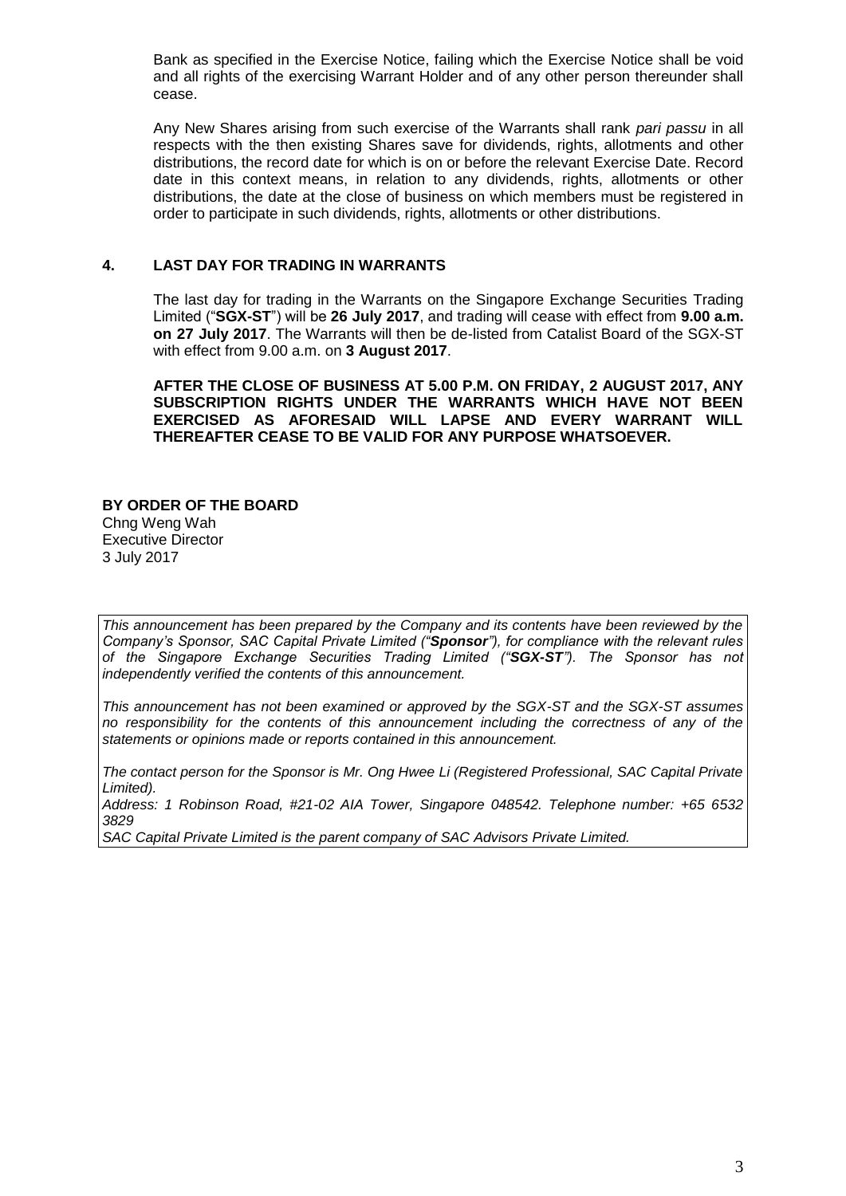Bank as specified in the Exercise Notice, failing which the Exercise Notice shall be void and all rights of the exercising Warrant Holder and of any other person thereunder shall cease.

Any New Shares arising from such exercise of the Warrants shall rank *pari passu* in all respects with the then existing Shares save for dividends, rights, allotments and other distributions, the record date for which is on or before the relevant Exercise Date. Record date in this context means, in relation to any dividends, rights, allotments or other distributions, the date at the close of business on which members must be registered in order to participate in such dividends, rights, allotments or other distributions.

## 4. LAST DAY FOR TRADING IN WARRANTS

The last day for trading in the Warrants on the Singapore Exchange Securities Trading Limited ("**SGX-ST**") will be **26 July 2017**, and trading will cease with effect from **9.00 a.m. on 27 July 2017**. The Warrants will then be de-listed from Catalist Board of the SGX-ST with effect from 9.00 a.m. on **3 August 2017**.

**AFTER THE CLOSE OF BUSINESS AT 5.00 P.M. ON FRIDAY, 2 AUGUST 2017, ANY SUBSCRIPTION RIGHTS UNDER THE WARRANTS WHICH HAVE NOT BEEN EXERCISED AS AFORESAID WILL LAPSE AND EVERY WARRANT WILL THEREAFTER CEASE TO BE VALID FOR ANY PURPOSE WHATSOEVER.**

**BY ORDER OF THE BOARD**
Chng Weng Wah
Executive Director
3 July 2017

*This announcement has been prepared by the Company and its contents have been reviewed by the Company's Sponsor, SAC Capital Private Limited ("**Sponsor**"), for compliance with the relevant rules of the Singapore Exchange Securities Trading Limited ("**SGX-ST**"). The Sponsor has not independently verified the contents of this announcement.*

*This announcement has not been examined or approved by the SGX-ST and the SGX-ST assumes no responsibility for the contents of this announcement including the correctness of any of the statements or opinions made or reports contained in this announcement.*

*The contact person for the Sponsor is Mr. Ong Hwee Li (Registered Professional, SAC Capital Private Limited).*
*Address: 1 Robinson Road, #21-02 AIA Tower, Singapore 048542. Telephone number: +65 6532 3829*
*SAC Capital Private Limited is the parent company of SAC Advisors Private Limited.*